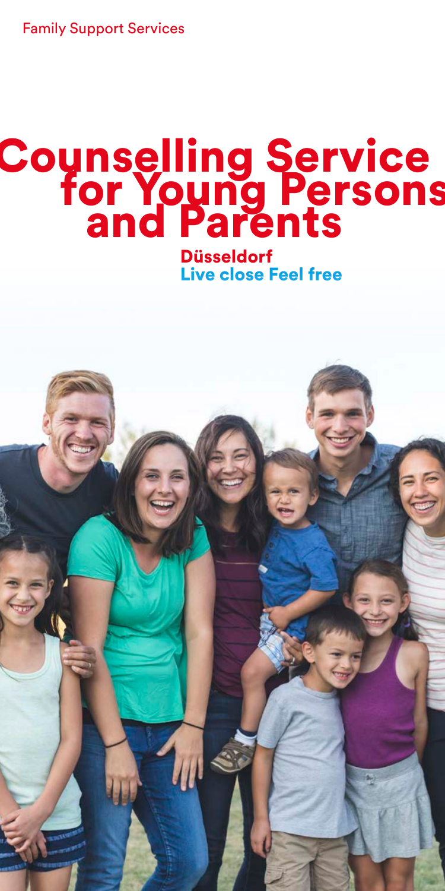Family Support Services

# Counselling Service for Young Persons and Parents

**Düsseldorf**

**Live close Feel free**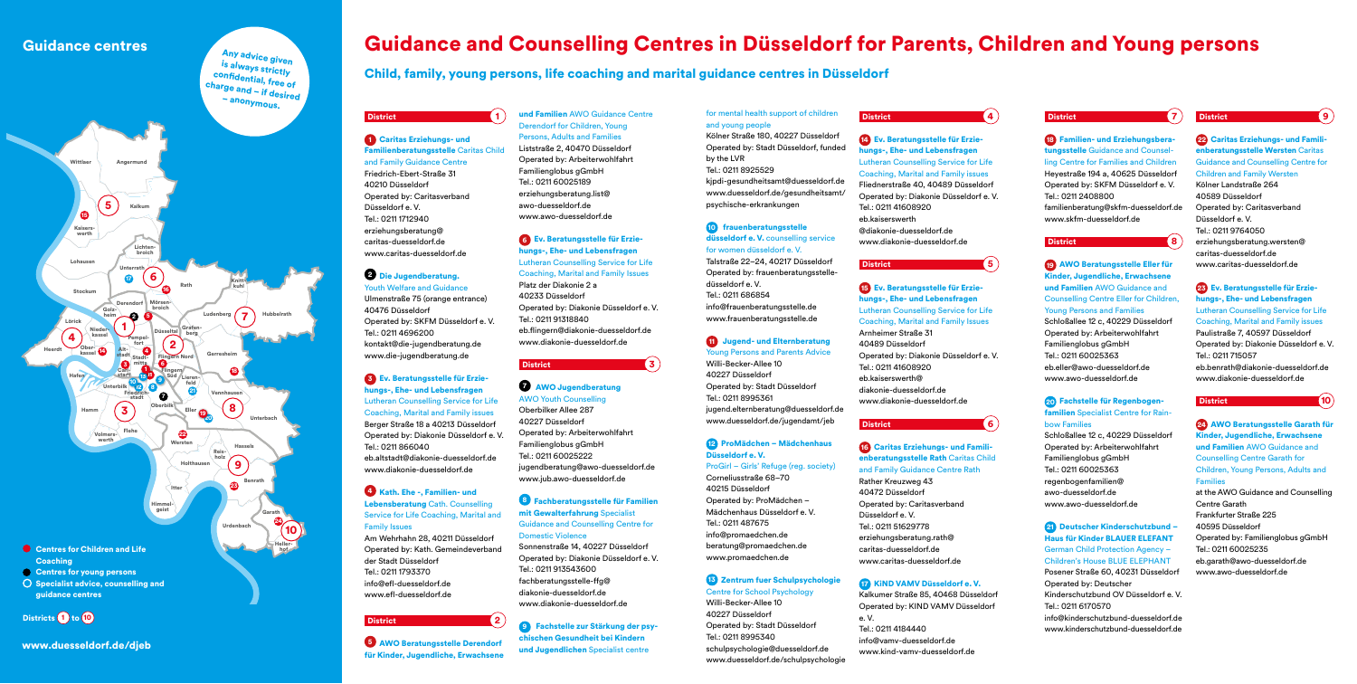# Guidance centres

Any advice given is always strictly confidential, free of charge and – if desired – anonymous.

- Centres for Children and Life Coaching
- Centres for young persons
- Specialist advice, counselling and guidance centres

Districts 1 to 10

www.duesseldorf.de/djeb

# Guidance and Counselling Centres in Düsseldorf for Parents, Children and Young persons

## Child, family, young persons, life coaching and marital guidance centres in Düsseldorf

### District 1

**1 Caritas Erziehungs- und Familienberatungsstelle** Caritas Child and Family Guidance Centre
Friedrich-Ebert-Straße 31
40210 Düsseldorf
Operated by: Caritasverband Düsseldorf e. V.
Tel.: 0211 1712940
erziehungsberatung@caritas-duesseldorf.de
www.caritas-duesseldorf.de

**2 Die Jugendberatung.**
Youth Welfare and Guidance
Ulmenstraße 75 (orange entrance)
40476 Düsseldorf
Operated by: SKFM Düsseldorf e. V.
Tel.: 0211 4696200
kontakt@die-jugendberatung.de
www.die-jugendberatung.de

**3 Ev. Beratungsstelle für Erziehungs-, Ehe- und Lebensfragen**
Lutheran Counselling Service for Life Coaching, Marital and Family issues
Berger Straße 18 a 40213 Düsseldorf
Operated by: Diakonie Düsseldorf e. V.
Tel.: 0211 866040
eb.altstadt@diakonie-duesseldorf.de
www.diakonie-duesseldorf.de

**4 Kath. Ehe -, Familien- und Lebensberatung** Cath. Counselling Service for Life Coaching, Marital and Family Issues
Am Wehrhahn 28, 40211 Düsseldorf
Operated by: Kath. Gemeindeverband der Stadt Düsseldorf
Tel.: 0211 1793370
info@efl-duesseldorf.de
www.efl-duesseldorf.de

### District 2

**5 AWO Beratungsstelle Derendorf für Kinder, Jugendliche, Erwachsene und Familien** AWO Guidance Centre Derendorf for Children, Young Persons, Adults and Families
Liststraße 2, 40470 Düsseldorf
Operated by: Arbeiterwohlfahrt Familienglobus gGmbH
Tel.: 0211 60025189
erziehungsberatung.list@awo-duesseldorf.de
www.awo-duesseldorf.de

**6 Ev. Beratungsstelle für Erziehungs-, Ehe- und Lebensfragen**
Lutheran Counselling Service for Life Coaching, Marital and Family Issues
Platz der Diakonie 2 a
40233 Düsseldorf
Operated by: Diakonie Düsseldorf e. V.
Tel.: 0211 91318840
eb.flingern@diakonie-duesseldorf.de
www.diakonie-duesseldorf.de

### District 3

**7 AWO Jugendberatung**
AWO Youth Counselling
Oberbilker Allee 287
40227 Düsseldorf
Operated by: Arbeiterwohlfahrt Familienglobus gGmbH
Tel.: 0211 60025222
jugendberatung@awo-duesseldorf.de
www.jub.awo-duesseldorf.de

**8 Fachberatungsstelle für Familien mit Gewalterfahrung** Specialist Guidance and Counselling Centre for Domestic Violence
Sonnenstraße 14, 40227 Düsseldorf
Operated by: Diakonie Düsseldorf e. V.
Tel.: 0211 913543600
fachberatungsstelle-ffg@diakonie-duesseldorf.de
www.diakonie-duesseldorf.de

**9 Fachstelle zur Stärkung der psychischen Gesundheit bei Kindern und Jugendlichen** Specialist centre for mental health support of children and young people
Kölner Straße 180, 40227 Düsseldorf
Operated by: Stadt Düsseldorf, funded by the LVR
Tel.: 0211 8925529
kjpdi-gesundheitsamt@duesseldorf.de
www.duesseldorf.de/gesundheitsamt/psychische-erkrankungen

**10 frauenberatungsstelle düsseldorf e. V.** counselling service for women düsseldorf e. V.
Talstraße 22–24, 40217 Düsseldorf
Operated by: frauenberatungsstelle-düsseldorf e. V.
Tel.: 0211 686854
info@frauenberatungsstelle.de
www.frauenberatungsstelle.de

**11 Jugend- und Elternberatung**
Young Persons and Parents Advice
Willi-Becker-Allee 10
40227 Düsseldorf
Operated by: Stadt Düsseldorf
Tel.: 0211 8995361
jugend.elternberatung@duesseldorf.de
www.duesseldorf.de/jugendamt/jeb

**12 ProMädchen – Mädchenhaus Düsseldorf e. V.**
ProGirl – Girls' Refuge (reg. society)
Corneliusstraße 68–70
40215 Düsseldorf
Operated by: ProMädchen – Mädchenhaus Düsseldorf e. V.
Tel.: 0211 487675
info@promaedchen.de
beratung@promaedchen.de
www.promaedchen.de

**13 Zentrum fuer Schulpsychologie**
Centre for School Psychology
Willi-Becker-Allee 10
40227 Düsseldorf
Operated by: Stadt Düsseldorf
Tel.: 0211 8995340
schulpsychologie@duesseldorf.de
www.duesseldorf.de/schulpsychologie

### District 4

**14 Ev. Beratungsstelle für Erziehungs-, Ehe- und Lebensfragen**
Lutheran Counselling Service for Life Coaching, Marital and Family issues
Fliednerstraße 40, 40489 Düsseldorf
Operated by: Diakonie Düsseldorf e. V.
Tel.: 0211 41608920
eb.kaiserswerth@diakonie-duesseldorf.de
www.diakonie-duesseldorf.de

### District 5

**15 Ev. Beratungsstelle für Erziehungs-, Ehe- und Lebensfragen**
Lutheran Counselling Service for Life Coaching, Marital and Family Issues
Arnheimer Straße 31
40489 Düsseldorf
Operated by: Diakonie Düsseldorf e. V.
Tel.: 0211 41608920
eb.kaiserswerth@diakonie-duesseldorf.de
www.diakonie-duesseldorf.de

### District 6

**16 Caritas Erziehungs- und Familienberatungsstelle Rath** Caritas Child and Family Guidance Centre Rath
Rather Kreuzweg 43
40472 Düsseldorf
Operated by: Caritasverband Düsseldorf e. V.
Tel.: 0211 51629778
erziehungsberatung.rath@caritas-duesseldorf.de
www.caritas-duesseldorf.de

**17 KiND VAMV Düsseldorf e. V.**
Kalkumer Straße 85, 40468 Düsseldorf
Operated by: KIND VAMV Düsseldorf e. V.
Tel.: 0211 4184440
info@vamv-duesseldorf.de
www.kind-vamv-duesseldorf.de

### District 7

**18 Familien- und Erziehungsberatungsstelle** Guidance and Counselling Centre for Families and Children
Heyestraße 194 a, 40625 Düsseldorf
Operated by: SKFM Düsseldorf e. V.
Tel.: 0211 2408800
familienberatung@skfm-duesseldorf.de
www.skfm-duesseldorf.de

### District 8

**19 AWO Beratungsstelle Eller für Kinder, Jugendliche, Erwachsene und Familien** AWO Guidance and Counselling Centre Eller for Children, Young Persons and Families
Schloßallee 12 c, 40229 Düsseldorf
Operated by: Arbeiterwohlfahrt Familienglobus gGmbH
Tel.: 0211 60025363
eb.eller@awo-duesseldorf.de
www.awo-duesseldorf.de

**20 Fachstelle für Regenbogenfamilien** Specialist Centre for Rainbow Families
Schloßallee 12 c, 40229 Düsseldorf
Operated by: Arbeiterwohlfahrt Familienglobus gGmbH
Tel.: 0211 60025363
regenbogenfamilien@awo-duesseldorf.de
www.awo-duesseldorf.de

**21 Deutscher Kinderschutzbund – Haus für Kinder BLAUER ELEFANT**
German Child Protection Agency – Children's House BLUE ELEPHANT
Posener Straße 60, 40231 Düsseldorf
Operated by: Deutscher Kinderschutzbund OV Düsseldorf e. V.
Tel.: 0211 6170570
info@kinderschutzbund-duesseldorf.de
www.kinderschutzbund-duesseldorf.de

### District 9

**22 Caritas Erziehungs- und Familienberatungsstelle Wersten** Caritas Guidance and Counselling Centre for Children and Family Wersten
Kölner Landstraße 264
40589 Düsseldorf
Operated by: Caritasverband Düsseldorf e. V.
Tel.: 0211 9764050
erziehungsberatung.wersten@caritas-duesseldorf.de
www.caritas-duesseldorf.de

**23 Ev. Beratungsstelle für Erziehungs-, Ehe- und Lebensfragen**
Lutheran Counselling Service for Life Coaching, Marital and Family issues
Paulistraße 7, 40597 Düsseldorf
Operated by: Diakonie Düsseldorf e. V.
Tel.: 0211 715057
eb.benrath@diakonie-duesseldorf.de
www.diakonie-duesseldorf.de

### District 10

**24 AWO Beratungsstelle Garath für Kinder, Jugendliche, Erwachsene und Familien** AWO Guidance and Counselling Centre Garath for Children, Young Persons, Adults and Families
at the AWO Guidance and Counselling Centre Garath
Frankfurter Straße 225
40595 Düsseldorf
Operated by: Familienglobus gGmbH
Tel.: 0211 60025235
eb.garath@awo-duesseldorf.de
www.awo-duesseldorf.de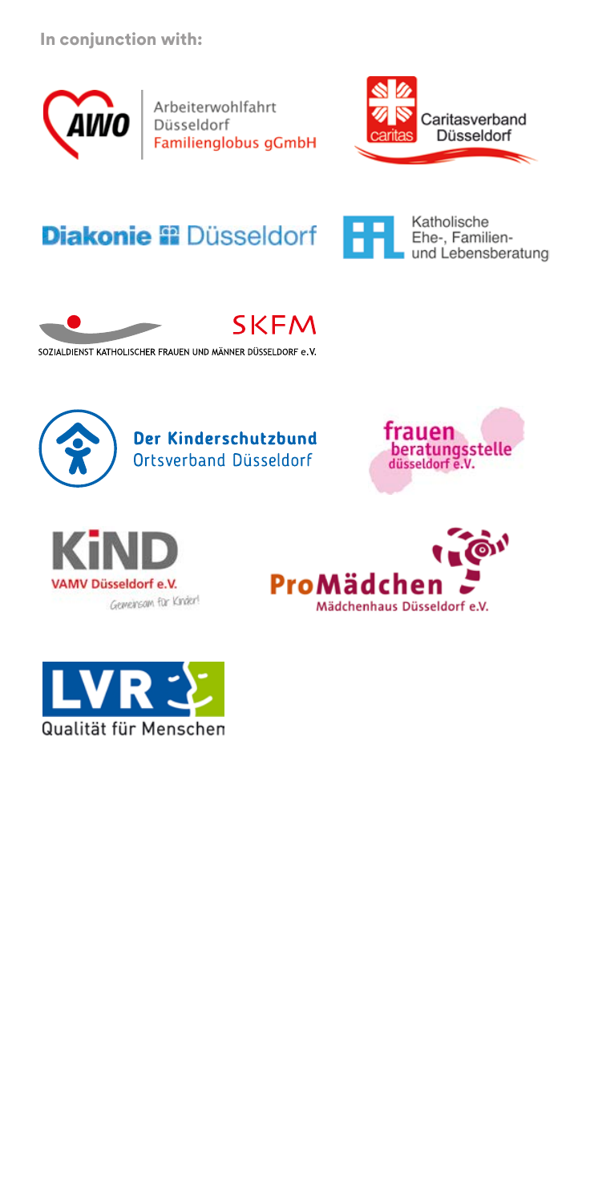**In conjunction with:**

Arbeiterwohlfahrt Düsseldorf Familienglobus gGmbH

Caritasverband Düsseldorf

Diakonie Düsseldorf

Katholische Ehe-, Familien- und Lebensberatung

SKFM
SOZIALDIENST KATHOLISCHER FRAUEN UND MÄNNER DÜSSELDORF e.V.

Der Kinderschutzbund Ortsverband Düsseldorf

frauen beratungsstelle düsseldorf e.V.

KiND
VAMV Düsseldorf e.V.
Gemeinsam für Kinder!

ProMädchen
Mädchenhaus Düsseldorf e.V.

LVR
Qualität für Menschen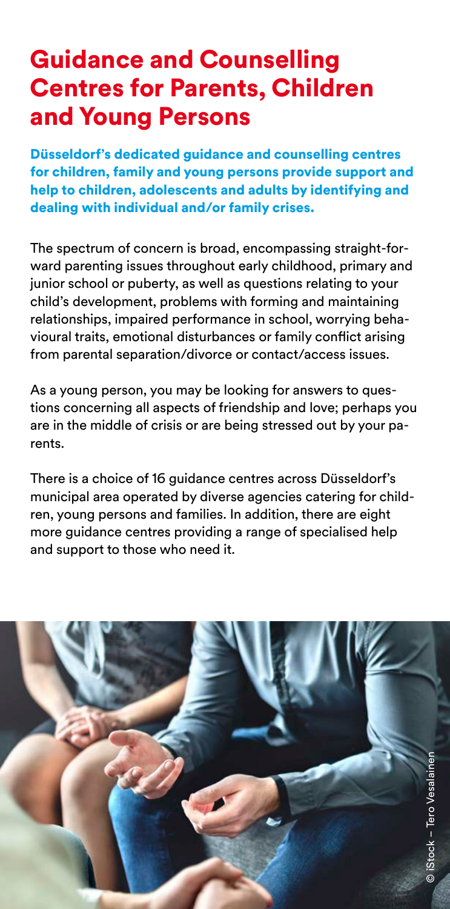# Guidance and Counselling Centres for Parents, Children and Young Persons

**Düsseldorf's dedicated guidance and counselling centres for children, family and young persons provide support and help to children, adolescents and adults by identifying and dealing with individual and/or family crises.**

The spectrum of concern is broad, encompassing straight-forward parenting issues throughout early childhood, primary and junior school or puberty, as well as questions relating to your child's development, problems with forming and maintaining relationships, impaired performance in school, worrying behavioural traits, emotional disturbances or family conflict arising from parental separation/divorce or contact/access issues.

As a young person, you may be looking for answers to questions concerning all aspects of friendship and love; perhaps you are in the middle of crisis or are being stressed out by your parents.

There is a choice of 16 guidance centres across Düsseldorf's municipal area operated by diverse agencies catering for children, young persons and families. In addition, there are eight more guidance centres providing a range of specialised help and support to those who need it.

© iStock – Tero Vesalainen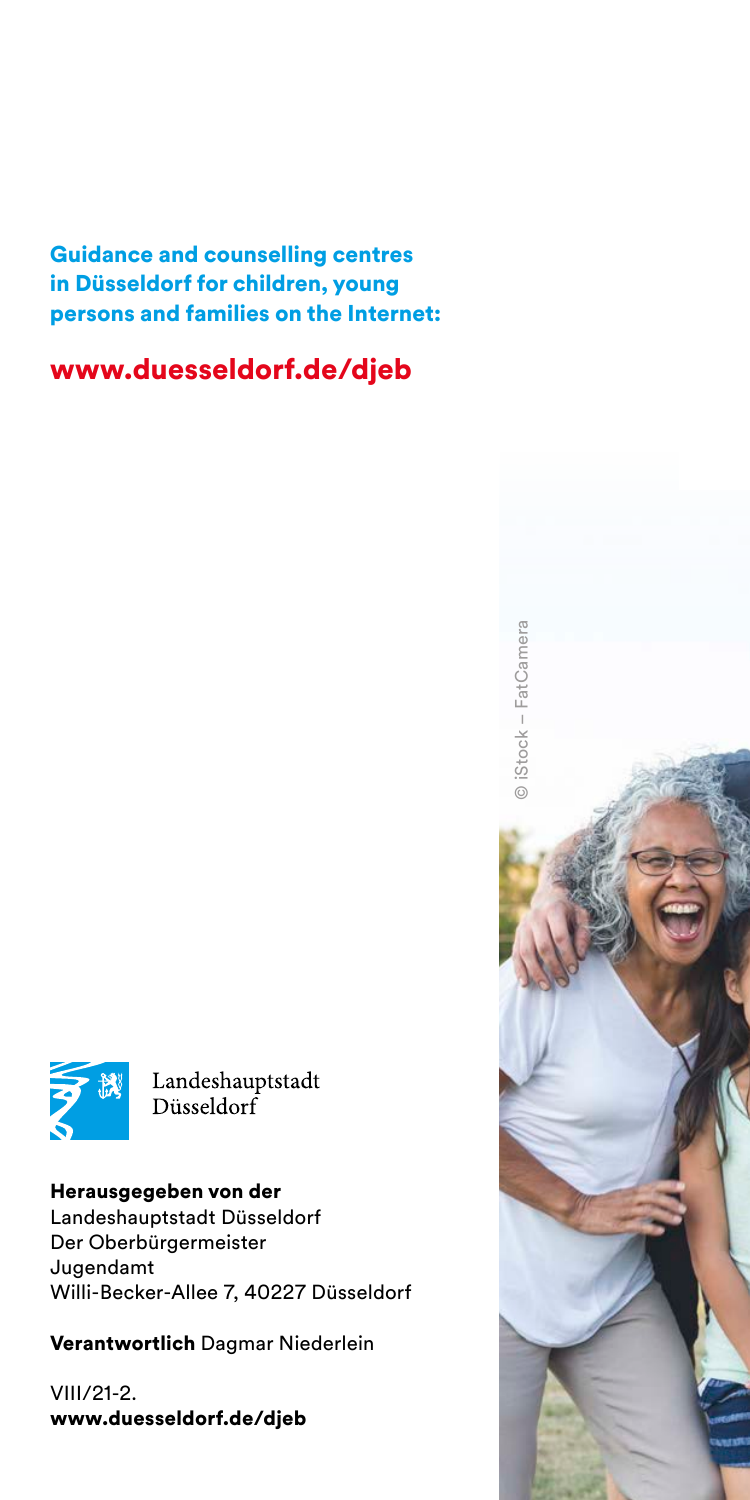**Guidance and counselling centres in Düsseldorf for children, young persons and families on the Internet:**

**www.duesseldorf.de/djeb**

© iStock – FatCamera

Landeshauptstadt Düsseldorf

**Herausgegeben von der**
Landeshauptstadt Düsseldorf
Der Oberbürgermeister
Jugendamt
Willi-Becker-Allee 7, 40227 Düsseldorf

**Verantwortlich** Dagmar Niederlein

VIII/21-2.
**www.duesseldorf.de/djeb**